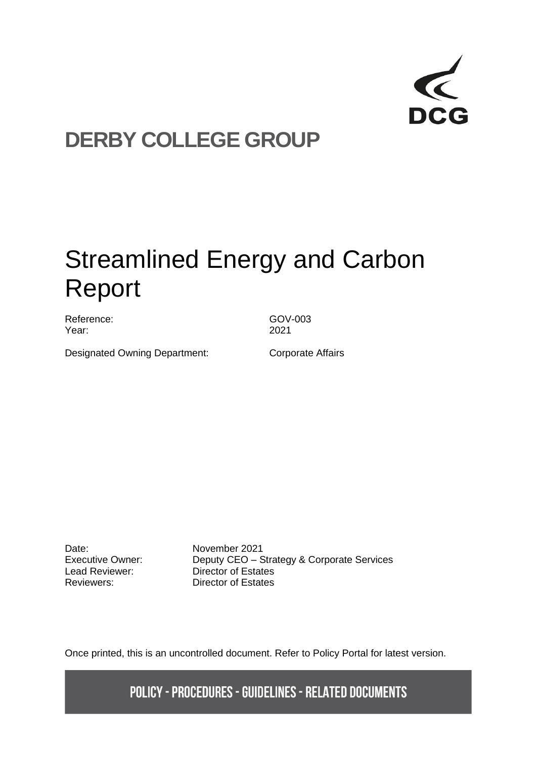DCG

# DERBY COLLEGE GROUP

# Streamlined Energy and Carbon Report

| | |
|---|---|
| Reference: | GOV-003 |
| Year: | 2021 |
| Designated Owning Department: | Corporate Affairs |

| | |
|---|---|
| Date: | November 2021 |
| Executive Owner: | Deputy CEO – Strategy & Corporate Services |
| Lead Reviewer: | Director of Estates |
| Reviewers: | Director of Estates |

Once printed, this is an uncontrolled document. Refer to Policy Portal for latest version.

**POLICY - PROCEDURES - GUIDELINES - RELATED DOCUMENTS**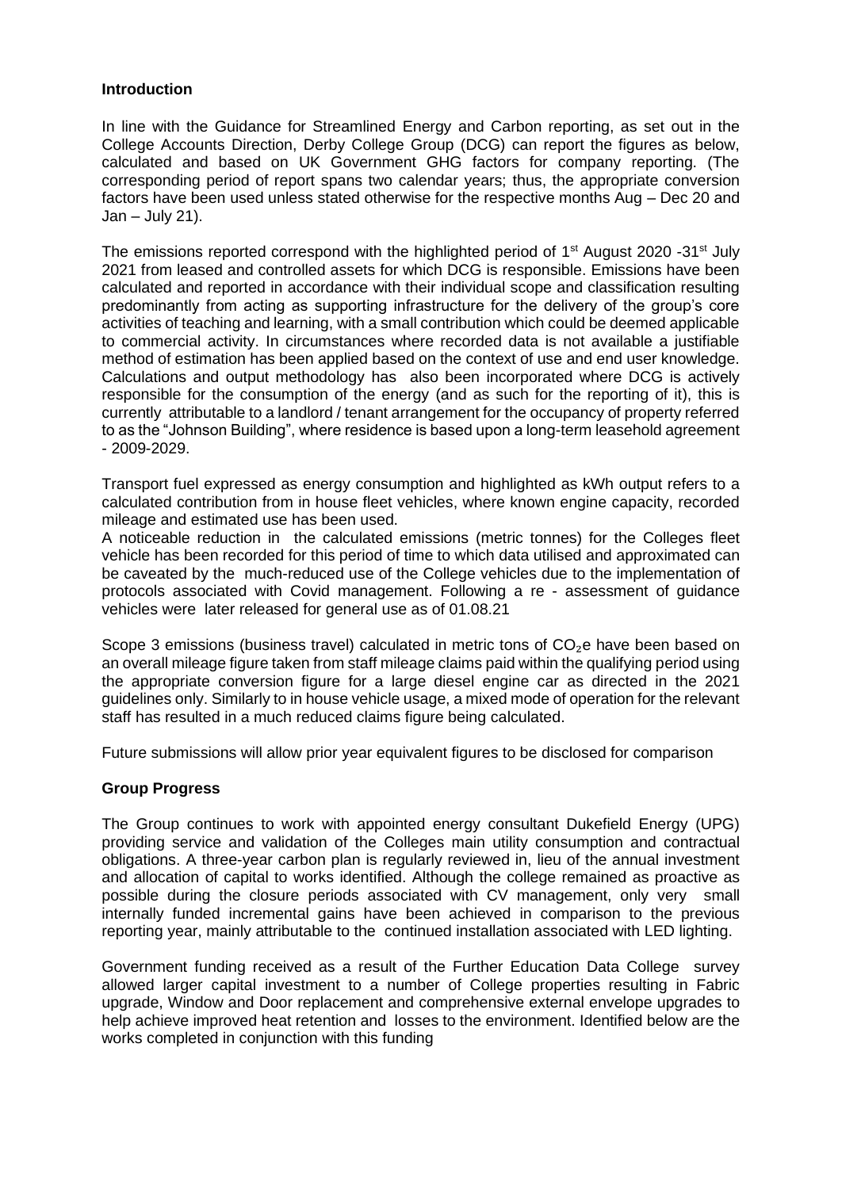**Introduction**

In line with the Guidance for Streamlined Energy and Carbon reporting, as set out in the College Accounts Direction, Derby College Group (DCG) can report the figures as below, calculated and based on UK Government GHG factors for company reporting. (The corresponding period of report spans two calendar years; thus, the appropriate conversion factors have been used unless stated otherwise for the respective months Aug – Dec 20 and Jan – July 21).

The emissions reported correspond with the highlighted period of 1st August 2020 -31st July 2021 from leased and controlled assets for which DCG is responsible. Emissions have been calculated and reported in accordance with their individual scope and classification resulting predominantly from acting as supporting infrastructure for the delivery of the group's core activities of teaching and learning, with a small contribution which could be deemed applicable to commercial activity. In circumstances where recorded data is not available a justifiable method of estimation has been applied based on the context of use and end user knowledge. Calculations and output methodology has also been incorporated where DCG is actively responsible for the consumption of the energy (and as such for the reporting of it), this is currently attributable to a landlord / tenant arrangement for the occupancy of property referred to as the "Johnson Building", where residence is based upon a long-term leasehold agreement - 2009-2029.

Transport fuel expressed as energy consumption and highlighted as kWh output refers to a calculated contribution from in house fleet vehicles, where known engine capacity, recorded mileage and estimated use has been used.

A noticeable reduction in the calculated emissions (metric tonnes) for the Colleges fleet vehicle has been recorded for this period of time to which data utilised and approximated can be caveated by the much-reduced use of the College vehicles due to the implementation of protocols associated with Covid management. Following a re - assessment of guidance vehicles were later released for general use as of 01.08.21

Scope 3 emissions (business travel) calculated in metric tons of $CO_2$e have been based on an overall mileage figure taken from staff mileage claims paid within the qualifying period using the appropriate conversion figure for a large diesel engine car as directed in the 2021 guidelines only. Similarly to in house vehicle usage, a mixed mode of operation for the relevant staff has resulted in a much reduced claims figure being calculated.

Future submissions will allow prior year equivalent figures to be disclosed for comparison

**Group Progress**

The Group continues to work with appointed energy consultant Dukefield Energy (UPG) providing service and validation of the Colleges main utility consumption and contractual obligations. A three-year carbon plan is regularly reviewed in, lieu of the annual investment and allocation of capital to works identified. Although the college remained as proactive as possible during the closure periods associated with CV management, only very small internally funded incremental gains have been achieved in comparison to the previous reporting year, mainly attributable to the continued installation associated with LED lighting.

Government funding received as a result of the Further Education Data College survey allowed larger capital investment to a number of College properties resulting in Fabric upgrade, Window and Door replacement and comprehensive external envelope upgrades to help achieve improved heat retention and losses to the environment. Identified below are the works completed in conjunction with this funding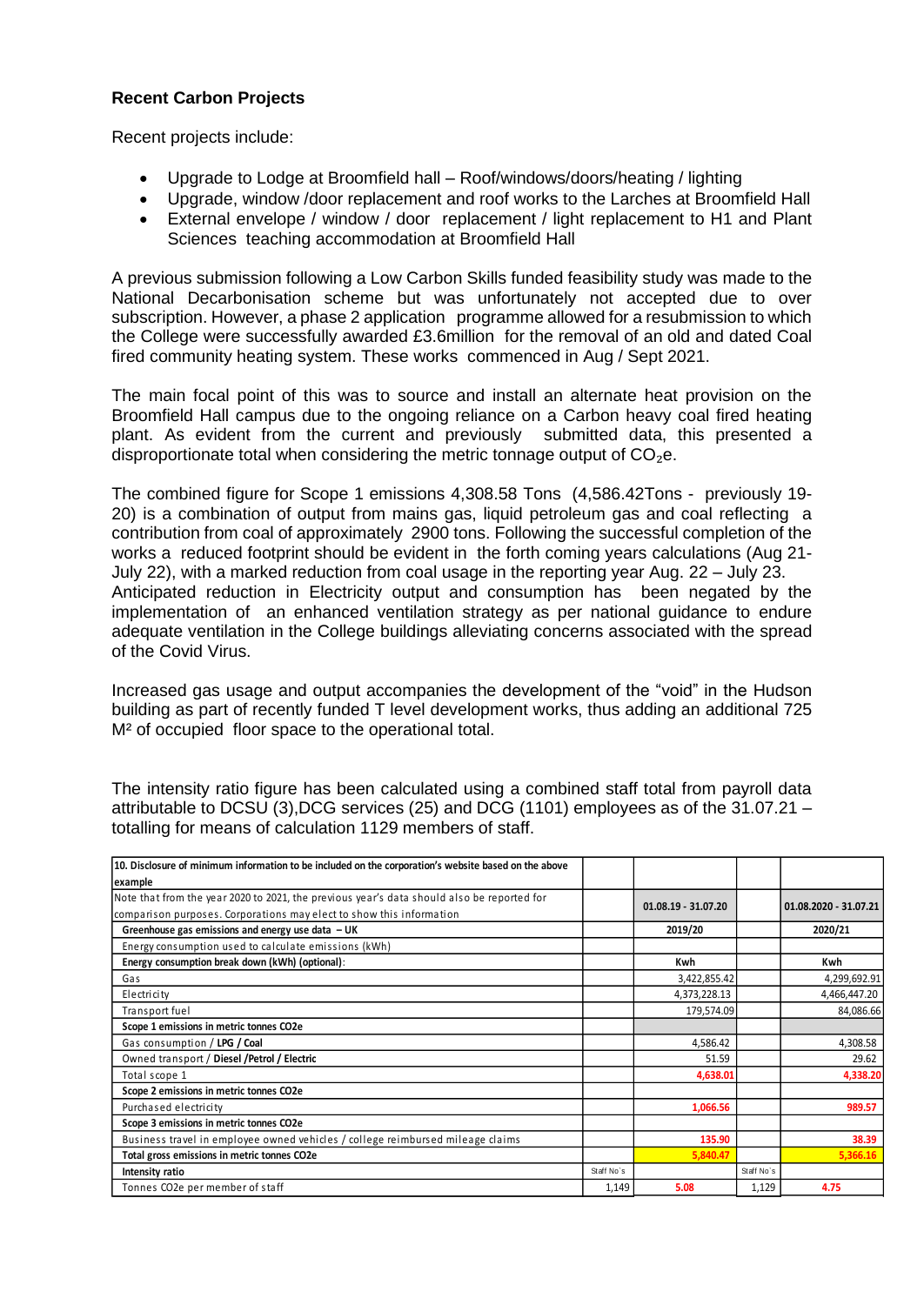**Recent Carbon Projects**

Recent projects include:

- Upgrade to Lodge at Broomfield hall – Roof/windows/doors/heating / lighting
- Upgrade, window /door replacement and roof works to the Larches at Broomfield Hall
- External envelope / window / door replacement / light replacement to H1 and Plant Sciences teaching accommodation at Broomfield Hall

A previous submission following a Low Carbon Skills funded feasibility study was made to the National Decarbonisation scheme but was unfortunately not accepted due to over subscription. However, a phase 2 application programme allowed for a resubmission to which the College were successfully awarded £3.6million for the removal of an old and dated Coal fired community heating system. These works commenced in Aug / Sept 2021.

The main focal point of this was to source and install an alternate heat provision on the Broomfield Hall campus due to the ongoing reliance on a Carbon heavy coal fired heating plant. As evident from the current and previously submitted data, this presented a disproportionate total when considering the metric tonnage output of $CO_2$e.

The combined figure for Scope 1 emissions 4,308.58 Tons (4,586.42Tons - previously 19-20) is a combination of output from mains gas, liquid petroleum gas and coal reflecting a contribution from coal of approximately 2900 tons. Following the successful completion of the works a reduced footprint should be evident in the forth coming years calculations (Aug 21-July 22), with a marked reduction from coal usage in the reporting year Aug. 22 – July 23.
Anticipated reduction in Electricity output and consumption has been negated by the implementation of an enhanced ventilation strategy as per national guidance to endure adequate ventilation in the College buildings alleviating concerns associated with the spread of the Covid Virus.

Increased gas usage and output accompanies the development of the "void" in the Hudson building as part of recently funded T level development works, thus adding an additional 725 M² of occupied floor space to the operational total.

The intensity ratio figure has been calculated using a combined staff total from payroll data attributable to DCSU (3),DCG services (25) and DCG (1101) employees as of the 31.07.21 – totalling for means of calculation 1129 members of staff.

| 10. Disclosure of minimum information to be included on the corporation's website based on the above example | | | | |
|---|---|---|---|---|
| Note that from the year 2020 to 2021, the previous year's data should also be reported for comparison purposes. Corporations may elect to show this information | | 01.08.19 - 31.07.20 | | 01.08.2020 - 31.07.21 |
| **Greenhouse gas emissions and energy use data – UK** | | 2019/20 | | 2020/21 |
| Energy consumption used to calculate emissions (kWh) | | | | |
| **Energy consumption break down (kWh) (optional):** | | Kwh | | Kwh |
| Gas | | 3,422,855.42 | | 4,299,692.91 |
| Electricity | | 4,373,228.13 | | 4,466,447.20 |
| Transport fuel | | 179,574.09 | | 84,086.66 |
| **Scope 1 emissions in metric tonnes CO2e** | | | | |
| Gas consumption / **LPG / Coal** | | 4,586.42 | | 4,308.58 |
| Owned transport / **Diesel /Petrol / Electric** | | 51.59 | | 29.62 |
| Total scope 1 | | 4,638.01 | | 4,338.20 |
| **Scope 2 emissions in metric tonnes CO2e** | | | | |
| Purchased electricity | | 1,066.56 | | 989.57 |
| **Scope 3 emissions in metric tonnes CO2e** | | | | |
| Business travel in employee owned vehicles / college reimbursed mileage claims | | 135.90 | | 38.39 |
| **Total gross emissions in metric tonnes CO2e** | | 5,840.47 | | 5,366.16 |
| **Intensity ratio** | Staff No's | | Staff No's | |
| Tonnes CO2e per member of staff | 1,149 | 5.08 | 1,129 | 4.75 |